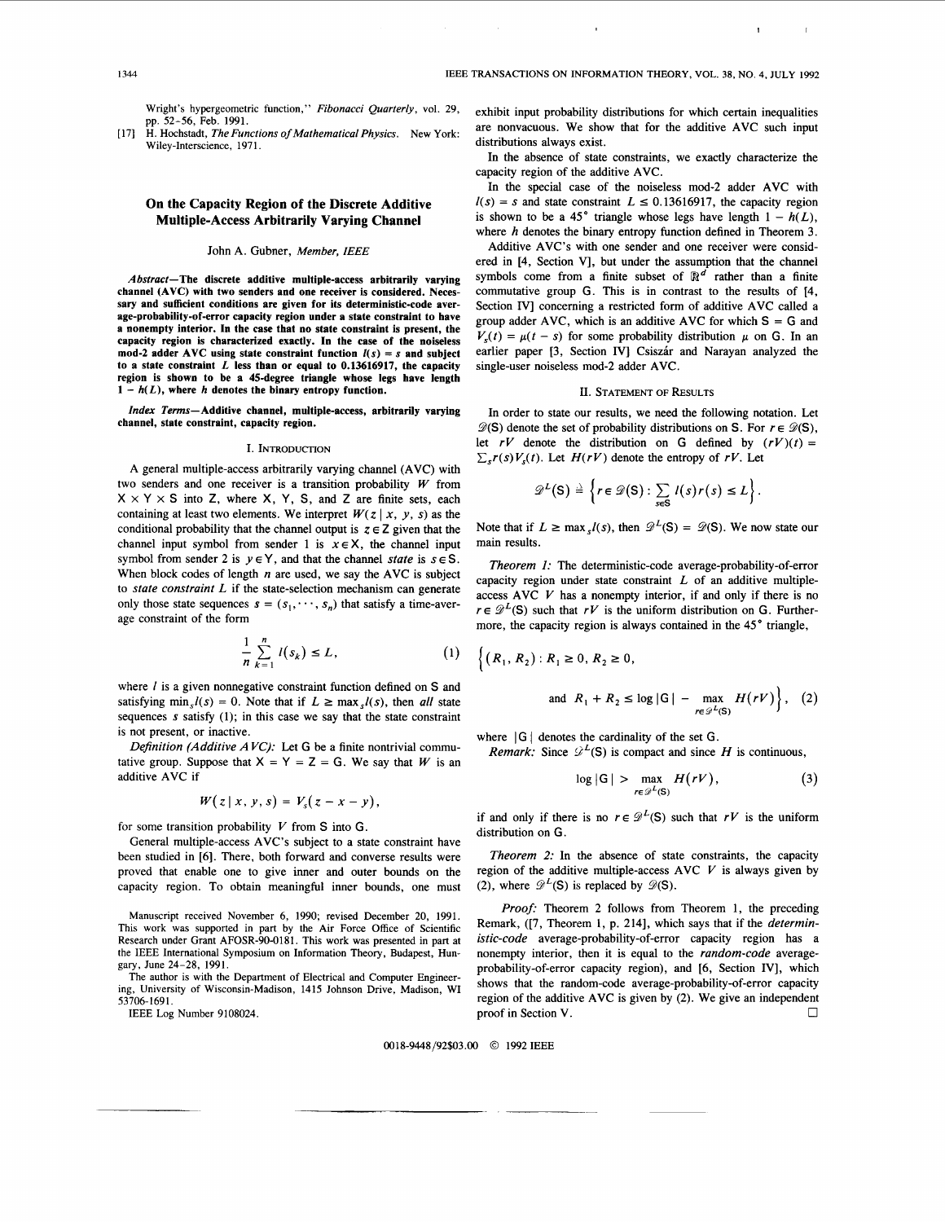Wright's hypergeometric function," *Fibonacci Quarterly*, vol. 29, pp. 52–56, Feb. 1991.

[17] H. Hochstadt, *The Functions of Mathematical Physics*. New York: Wiley-Interscience, 1971.

# On the Capacity Region of the Discrete Additive Multiple-Access Arbitrarily Varying Channel

John A. Gubner, *Member, IEEE*

***Abstract*—The discrete additive multiple-access arbitrarily varying channel (AVC) with two senders and one receiver is considered. Necessary and sufficient conditions are given for its deterministic-code average-probability-of-error capacity region under a state constraint to have a nonempty interior. In the case that no state constraint is present, the capacity region is characterized exactly. In the case of the noiseless mod-2 adder AVC using state constraint function $l(s) = s$ and subject to a state constraint $L$ less than or equal to 0.13616917, the capacity region is shown to be a 45-degree triangle whose legs have length $1 - h(L)$, where $h$ denotes the binary entropy function.**

***Index Terms*—Additive channel, multiple-access, arbitrarily varying channel, state constraint, capacity region.**

## I. Introduction

A general multiple-access arbitrarily varying channel (AVC) with two senders and one receiver is a transition probability $W$ from $\mathsf{X} \times \mathsf{Y} \times \mathsf{S}$ into $\mathsf{Z}$, where $\mathsf{X}$, $\mathsf{Y}$, $\mathsf{S}$, and $\mathsf{Z}$ are finite sets, each containing at least two elements. We interpret $W(z \mid x, y, s)$ as the conditional probability that the channel output is $z \in \mathsf{Z}$ given that the channel input symbol from sender 1 is $x \in \mathsf{X}$, the channel input symbol from sender 2 is $y \in \mathsf{Y}$, and that the channel *state* is $s \in \mathsf{S}$. When block codes of length $n$ are used, we say the AVC is subject to *state constraint* $L$ if the state-selection mechanism can generate only those state sequences $s = (s_1, \cdots, s_n)$ that satisfy a time-average constraint of the form

$$\frac{1}{n} \sum_{k=1}^{n} l(s_k) \leq L, \tag{1}$$

where $l$ is a given nonnegative constraint function defined on $\mathsf{S}$ and satisfying $\min_s l(s) = 0$. Note that if $L \geq \max_s l(s)$, then *all* state sequences $s$ satisfy (1); in this case we say that the state constraint is not present, or inactive.

*Definition (Additive AVC):* Let $\mathsf{G}$ be a finite nontrivial commutative group. Suppose that $\mathsf{X} = \mathsf{Y} = \mathsf{Z} = \mathsf{G}$. We say that $W$ is an additive AVC if

$$W(z \mid x, y, s) = V_s(z - x - y),$$

for some transition probability $V$ from $\mathsf{S}$ into $\mathsf{G}$.

General multiple-access AVC's subject to a state constraint have been studied in [6]. There, both forward and converse results were proved that enable one to give inner and outer bounds on the capacity region. To obtain meaningful inner bounds, one must exhibit input probability distributions for which certain inequalities are nonvacuous. We show that for the additive AVC such input distributions always exist.

In the absence of state constraints, we exactly characterize the capacity region of the additive AVC.

In the special case of the noiseless mod-2 adder AVC with $l(s) = s$ and state constraint $L \leq 0.13616917$, the capacity region is shown to be a 45° triangle whose legs have length $1 - h(L)$, where $h$ denotes the binary entropy function defined in Theorem 3.

Additive AVC's with one sender and one receiver were considered in [4, Section V], but under the assumption that the channel symbols come from a finite subset of $\mathbb{R}^d$ rather than a finite commutative group $\mathsf{G}$. This is in contrast to the results of [4, Section IV] concerning a restricted form of additive AVC called a group adder AVC, which is an additive AVC for which $\mathsf{S} = \mathsf{G}$ and $V_s(t) = \mu(t - s)$ for some probability distribution $\mu$ on $\mathsf{G}$. In an earlier paper [3, Section IV] Csiszár and Narayan analyzed the single-user noiseless mod-2 adder AVC.

Manuscript received November 6, 1990; revised December 20, 1991. This work was supported in part by the Air Force Office of Scientific Research under Grant AFOSR-90-0181. This work was presented in part at the IEEE International Symposium on Information Theory, Budapest, Hungary, June 24–28, 1991.

The author is with the Department of Electrical and Computer Engineering, University of Wisconsin-Madison, 1415 Johnson Drive, Madison, WI 53706-1691.

IEEE Log Number 9108024.

## II. Statement of Results

In order to state our results, we need the following notation. Let $\mathscr{P}(\mathsf{S})$ denote the set of probability distributions on $\mathsf{S}$. For $r \in \mathscr{P}(\mathsf{S})$, let $rV$ denote the distribution on $\mathsf{G}$ defined by $(rV)(t) = \sum_s r(s) V_s(t)$. Let $H(rV)$ denote the entropy of $rV$. Let

$$\mathscr{P}^L(\mathsf{S}) \triangleq \left\{ r \in \mathscr{P}(\mathsf{S}) : \sum_{s \in \mathsf{S}} l(s) r(s) \leq L \right\}.$$

Note that if $L \geq \max_s l(s)$, then $\mathscr{P}^L(\mathsf{S}) = \mathscr{P}(\mathsf{S})$. We now state our main results.

*Theorem 1:* The deterministic-code average-probability-of-error capacity region under state constraint $L$ of an additive multiple-access AVC $V$ has a nonempty interior, if and only if there is no $r \in \mathscr{P}^L(\mathsf{S})$ such that $rV$ is the uniform distribution on $\mathsf{G}$. Furthermore, the capacity region is always contained in the 45° triangle,

$$\left\{ (R_1, R_2) : R_1 \geq 0, R_2 \geq 0, \text{ and } R_1 + R_2 \leq \log |\mathsf{G}| - \max_{r \in \mathscr{P}^L(\mathsf{S})} H(rV) \right\}, \tag{2}$$

where $|\mathsf{G}|$ denotes the cardinality of the set $\mathsf{G}$.

*Remark:* Since $\mathscr{P}^L(\mathsf{S})$ is compact and since $H$ is continuous,

$$\log |\mathsf{G}| > \max_{r \in \mathscr{P}^L(\mathsf{S})} H(rV), \tag{3}$$

if and only if there is no $r \in \mathscr{P}^L(\mathsf{S})$ such that $rV$ is the uniform distribution on $\mathsf{G}$.

*Theorem 2:* In the absence of state constraints, the capacity region of the additive multiple-access AVC $V$ is always given by (2), where $\mathscr{P}^L(\mathsf{S})$ is replaced by $\mathscr{P}(\mathsf{S})$.

*Proof:* Theorem 2 follows from Theorem 1, the preceding Remark, ([7, Theorem 1, p. 214], which says that if the *deterministic-code* average-probability-of-error capacity region has a nonempty interior, then it is equal to the *random-code* average-probability-of-error capacity region), and [6, Section IV], which shows that the random-code average-probability-of-error capacity region of the additive AVC is given by (2). We give an independent proof in Section V. □

0018-9448/92$03.00 © 1992 IEEE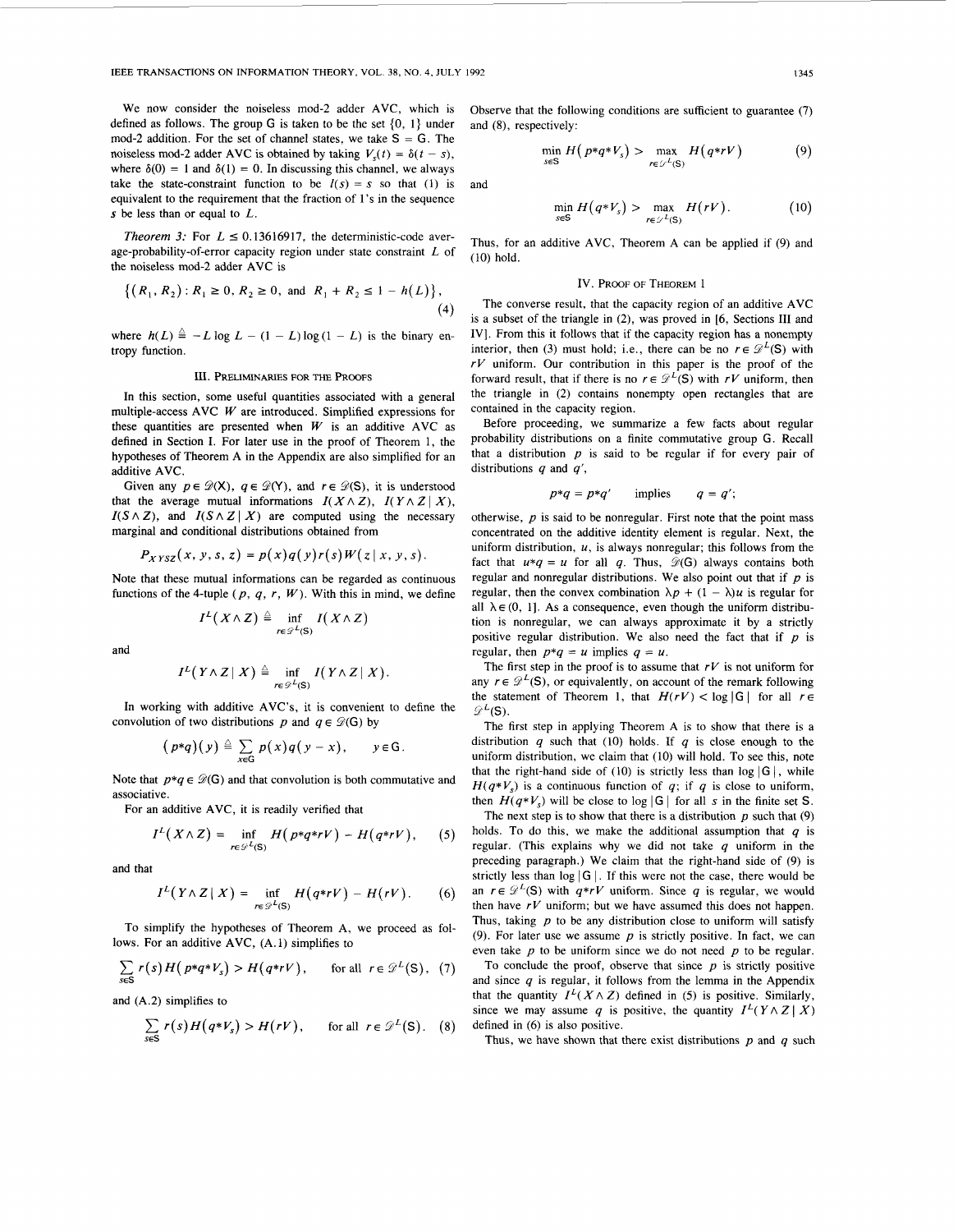We now consider the noiseless mod-2 adder AVC, which is defined as follows. The group G is taken to be the set $\{0, 1\}$ under mod-2 addition. For the set of channel states, we take $\mathsf{S} = \mathsf{G}$. The noiseless mod-2 adder AVC is obtained by taking $V_s(t) = \delta(t - s)$, where $\delta(0) = 1$ and $\delta(1) = 0$. In discussing this channel, we always take the state-constraint function to be $l(s) = s$ so that (1) is equivalent to the requirement that the fraction of 1's in the sequence $s$ be less than or equal to $L$.

*Theorem 3:* For $L \leq 0.13616917$, the deterministic-code average-probability-of-error capacity region under state constraint $L$ of the noiseless mod-2 adder AVC is

$$\{(R_1, R_2) : R_1 \geq 0, R_2 \geq 0, \text{ and } R_1 + R_2 \leq 1 - h(L)\}, \tag{4}$$

where $h(L) \triangleq -L \log L - (1 - L) \log(1 - L)$ is the binary entropy function.

## III. Preliminaries for the Proofs

In this section, some useful quantities associated with a general multiple-access AVC $W$ are introduced. Simplified expressions for these quantities are presented when $W$ is an additive AVC as defined in Section I. For later use in the proof of Theorem 1, the hypotheses of Theorem A in the Appendix are also simplified for an additive AVC.

Given any $p \in \mathscr{P}(\mathsf{X})$, $q \in \mathscr{P}(\mathsf{Y})$, and $r \in \mathscr{P}(\mathsf{S})$, it is understood that the average mutual informations $I(X \wedge Z)$, $I(Y \wedge Z \mid X)$, $I(S \wedge Z)$, and $I(S \wedge Z \mid X)$ are computed using the necessary marginal and conditional distributions obtained from

$$P_{XYSZ}(x, y, s, z) = p(x)q(y)r(s)W(z \mid x, y, s).$$

Note that these mutual informations can be regarded as continuous functions of the 4-tuple $(p, q, r, W)$. With this in mind, we define

$$I^L(X \wedge Z) \triangleq \inf_{r \in \mathscr{P}^L(\mathsf{S})} I(X \wedge Z)$$

and

$$I^L(Y \wedge Z \mid X) \triangleq \inf_{r \in \mathscr{P}^L(\mathsf{S})} I(Y \wedge Z \mid X).$$

In working with additive AVC's, it is convenient to define the convolution of two distributions $p$ and $q \in \mathscr{P}(\mathsf{G})$ by

$$(p * q)(y) \triangleq \sum_{x \in \mathsf{G}} p(x)q(y - x), \qquad y \in \mathsf{G}.$$

Note that $p * q \in \mathscr{P}(\mathsf{G})$ and that convolution is both commutative and associative.

For an additive AVC, it is readily verified that

$$I^L(X \wedge Z) = \inf_{r \in \mathscr{P}^L(\mathsf{S})} H(p * q * rV) - H(q * rV), \tag{5}$$

and that

$$I^L(Y \wedge Z \mid X) = \inf_{r \in \mathscr{P}^L(\mathsf{S})} H(q * rV) - H(rV). \tag{6}$$

To simplify the hypotheses of Theorem A, we proceed as follows. For an additive AVC, (A.1) simplifies to

$$\sum_{s \in \mathsf{S}} r(s) H(p * q * V_s) > H(q * rV), \qquad \text{for all } r \in \mathscr{P}^L(\mathsf{S}), \tag{7}$$

and (A.2) simplifies to

$$\sum_{s \in \mathsf{S}} r(s) H(q * V_s) > H(rV), \qquad \text{for all } r \in \mathscr{P}^L(\mathsf{S}). \tag{8}$$

Observe that the following conditions are sufficient to guarantee (7) and (8), respectively:

$$\min_{s \in \mathsf{S}} H(p * q * V_s) > \max_{r \in \mathscr{P}^L(\mathsf{S})} H(q * rV) \tag{9}$$

and

$$\min_{s \in \mathsf{S}} H(q * V_s) > \max_{r \in \mathscr{P}^L(\mathsf{S})} H(rV). \tag{10}$$

Thus, for an additive AVC, Theorem A can be applied if (9) and (10) hold.

## IV. Proof of Theorem 1

The converse result, that the capacity region of an additive AVC is a subset of the triangle in (2), was proved in [6, Sections III and IV]. From this it follows that if the capacity region has a nonempty interior, then (3) must hold; i.e., there can be no $r \in \mathscr{P}^L(\mathsf{S})$ with $rV$ uniform. Our contribution in this paper is the proof of the forward result, that if there is no $r \in \mathscr{P}^L(\mathsf{S})$ with $rV$ uniform, then the triangle in (2) contains nonempty open rectangles that are contained in the capacity region.

Before proceeding, we summarize a few facts about regular probability distributions on a finite commutative group G. Recall that a distribution $p$ is said to be regular if for every pair of distributions $q$ and $q'$,

$$p * q = p * q' \quad \text{implies} \quad q = q';$$

otherwise, $p$ is said to be nonregular. First note that the point mass concentrated on the additive identity element is regular. Next, the uniform distribution, $u$, is always nonregular; this follows from the fact that $u * q = u$ for all $q$. Thus, $\mathscr{P}(\mathsf{G})$ always contains both regular and nonregular distributions. We also point out that if $p$ is regular, then the convex combination $\lambda p + (1 - \lambda)u$ is regular for all $\lambda \in (0, 1]$. As a consequence, even though the uniform distribution is nonregular, we can always approximate it by a strictly positive regular distribution. We also need the fact that if $p$ is regular, then $p * q = u$ implies $q = u$.

The first step in the proof is to assume that $rV$ is not uniform for any $r \in \mathscr{P}^L(\mathsf{S})$, or equivalently, on account of the remark following the statement of Theorem 1, that $H(rV) < \log|\mathsf{G}|$ for all $r \in \mathscr{P}^L(\mathsf{S})$.

The first step in applying Theorem A is to show that there is a distribution $q$ such that (10) holds. If $q$ is close enough to the uniform distribution, we claim that (10) will hold. To see this, note that the right-hand side of (10) is strictly less than $\log|\mathsf{G}|$, while $H(q * V_s)$ is a continuous function of $q$; if $q$ is close to uniform, then $H(q * V_s)$ will be close to $\log|\mathsf{G}|$ for all $s$ in the finite set S.

The next step is to show that there is a distribution $p$ such that (9) holds. To do this, we make the additional assumption that $q$ is regular. (This explains why we did not take $q$ uniform in the preceding paragraph.) We claim that the right-hand side of (9) is strictly less than $\log|\mathsf{G}|$. If this were not the case, there would be an $r \in \mathscr{P}^L(\mathsf{S})$ with $q * rV$ uniform. Since $q$ is regular, we would then have $rV$ uniform; but we have assumed this does not happen. Thus, taking $p$ to be any distribution close to uniform will satisfy (9). For later use we assume $p$ is strictly positive. In fact, we can even take $p$ to be uniform since we do not need $p$ to be regular.

To conclude the proof, observe that since $p$ is strictly positive and since $q$ is regular, it follows from the lemma in the Appendix that the quantity $I^L(X \wedge Z)$ defined in (5) is positive. Similarly, since we may assume $q$ is positive, the quantity $I^L(Y \wedge Z \mid X)$ defined in (6) is also positive.

Thus, we have shown that there exist distributions $p$ and $q$ such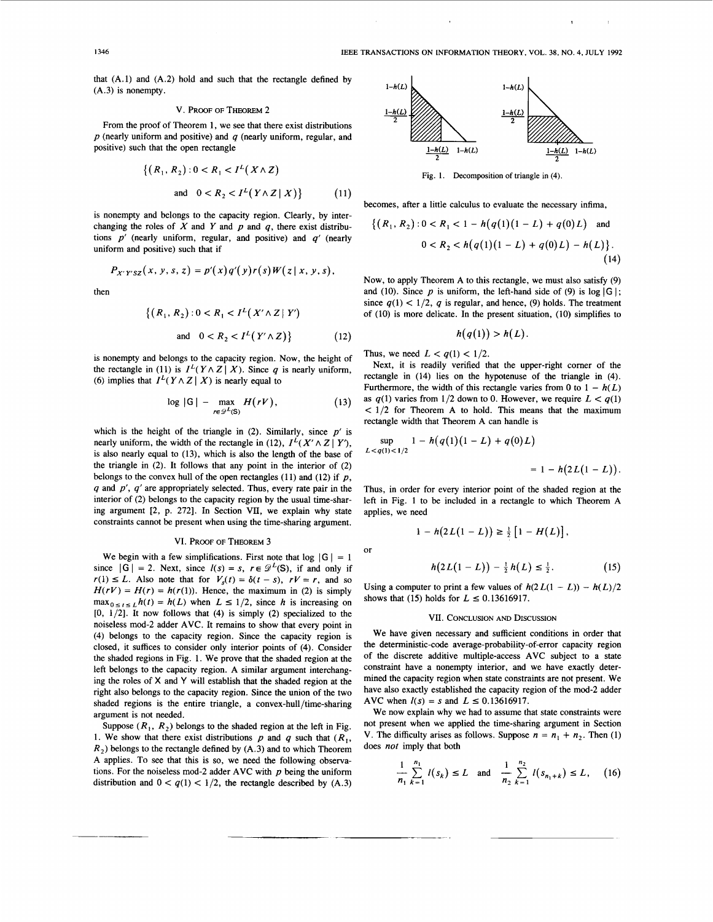that (A.1) and (A.2) hold and such that the rectangle defined by (A.3) is nonempty.

## V. Proof of Theorem 2

From the proof of Theorem 1, we see that there exist distributions $p$ (nearly uniform and positive) and $q$ (nearly uniform, regular, and positive) such that the open rectangle

$$\{(R_1, R_2): 0 < R_1 < I^L(X \wedge Z) \text{ and } 0 < R_2 < I^L(Y \wedge Z \mid X)\} \tag{11}$$

is nonempty and belongs to the capacity region. Clearly, by interchanging the roles of $X$ and $Y$ and $p$ and $q$, there exist distributions $p'$ (nearly uniform, regular, and positive) and $q'$ (nearly uniform and positive) such that if

$$P_{X'Y'SZ}(x, y, s, z) = p'(x)q'(y)r(s)W(z \mid x, y, s),$$

then

$$\{(R_1, R_2): 0 < R_1 < I^L(X' \wedge Z \mid Y') \text{ and } 0 < R_2 < I^L(Y' \wedge Z)\} \tag{12}$$

is nonempty and belongs to the capacity region. Now, the height of the rectangle in (11) is $I^L(Y \wedge Z \mid X)$. Since $q$ is nearly uniform, (6) implies that $I^L(Y \wedge Z \mid X)$ is nearly equal to

$$\log |\mathsf{G}| - \max_{r \in \mathscr{P}^L(\mathsf{S})} H(rV), \tag{13}$$

which is the height of the triangle in (2). Similarly, since $p'$ is nearly uniform, the width of the rectangle in (12), $I^L(X' \wedge Z \mid Y')$, is also nearly equal to (13), which is also the length of the base of the triangle in (2). It follows that any point in the interior of (2) belongs to the convex hull of the open rectangles (11) and (12) if $p$, $q$ and $p'$, $q'$ are appropriately selected. Thus, every rate pair in the interior of (2) belongs to the capacity region by the usual time-sharing argument [2, p. 272]. In Section VII, we explain why state constraints cannot be present when using the time-sharing argument.

## VI. Proof of Theorem 3

We begin with a few simplifications. First note that $\log |\mathsf{G}| = 1$ since $|\mathsf{G}| = 2$. Next, since $l(s) = s$, $r \in \mathscr{P}^L(\mathsf{S})$, if and only if $r(1) \le L$. Also note that for $V_s(t) = \delta(t - s)$, $rV = r$, and so $H(rV) = H(r) = h(r(1))$. Hence, the maximum in (2) is simply $\max_{0 \le t \le L} h(t) = h(L)$ when $L \le 1/2$, since $h$ is increasing on $[0, 1/2]$. It now follows that (4) is simply (2) specialized to the noiseless mod-2 adder AVC. It remains to show that every point in (4) belongs to the capacity region. Since the capacity region is closed, it suffices to consider only interior points of (4). Consider the shaded regions in Fig. 1. We prove that the shaded region at the left belongs to the capacity region. A similar argument interchanging the roles of X and Y will establish that the shaded region at the right also belongs to the capacity region. Since the union of the two shaded regions is the entire triangle, a convex-hull/time-sharing argument is not needed.

Suppose $(R_1, R_2)$ belongs to the shaded region at the left in Fig. 1. We show that there exist distributions $p$ and $q$ such that $(R_1, R_2)$ belongs to the rectangle defined by (A.3) and to which Theorem A applies. To see that this is so, we need the following observations. For the noiseless mod-2 adder AVC with $p$ being the uniform distribution and $0 < q(1) < 1/2$, the rectangle described by (A.3)

Fig. 1. Decomposition of triangle in (4).

becomes, after a little calculus to evaluate the necessary infima,

$$\{(R_1, R_2): 0 < R_1 < 1 - h(q(1)(1 - L) + q(0)L) \text{ and } 0 < R_2 < h(q(1)(1 - L) + q(0)L) - h(L)\}. \tag{14}$$

Now, to apply Theorem A to this rectangle, we must also satisfy (9) and (10). Since $p$ is uniform, the left-hand side of (9) is $\log |\mathsf{G}|$; since $q(1) < 1/2$, $q$ is regular, and hence, (9) holds. The treatment of (10) is more delicate. In the present situation, (10) simplifies to

$$h(q(1)) > h(L).$$

Thus, we need $L < q(1) < 1/2$.

Next, it is readily verified that the upper-right corner of the rectangle in (14) lies on the hypotenuse of the triangle in (4). Furthermore, the width of this rectangle varies from 0 to $1 - h(L)$ as $q(1)$ varies from $1/2$ down to 0. However, we require $L < q(1) < 1/2$ for Theorem A to hold. This means that the maximum rectangle width that Theorem A can handle is

$$\sup_{L < q(1) < 1/2} 1 - h(q(1)(1 - L) + q(0)L) = 1 - h(2L(1 - L)).$$

Thus, in order for every interior point of the shaded region at the left in Fig. 1 to be included in a rectangle to which Theorem A applies, we need

$$1 - h(2L(1 - L)) \ge \tfrac{1}{2}[1 - H(L)],$$

or

$$h(2L(1 - L)) - \tfrac{1}{2}h(L) \le \tfrac{1}{2}. \tag{15}$$

Using a computer to print a few values of $h(2L(1 - L)) - h(L)/2$ shows that (15) holds for $L \le 0.13616917$.

## VII. Conclusion and Discussion

We have given necessary and sufficient conditions in order that the deterministic-code average-probability-of-error capacity region of the discrete additive multiple-access AVC subject to a state constraint have a nonempty interior, and we have exactly determined the capacity region when state constraints are not present. We have also exactly established the capacity region of the mod-2 adder AVC when $l(s) = s$ and $L \le 0.13616917$.

We now explain why we had to assume that state constraints were not present when we applied the time-sharing argument in Section V. The difficulty arises as follows. Suppose $n = n_1 + n_2$. Then (1) does *not* imply that both

$$\frac{1}{n_1}\sum_{k=1}^{n_1} l(s_k) \le L \quad \text{and} \quad \frac{1}{n_2}\sum_{k=1}^{n_2} l(s_{n_1+k}) \le L, \tag{16}$$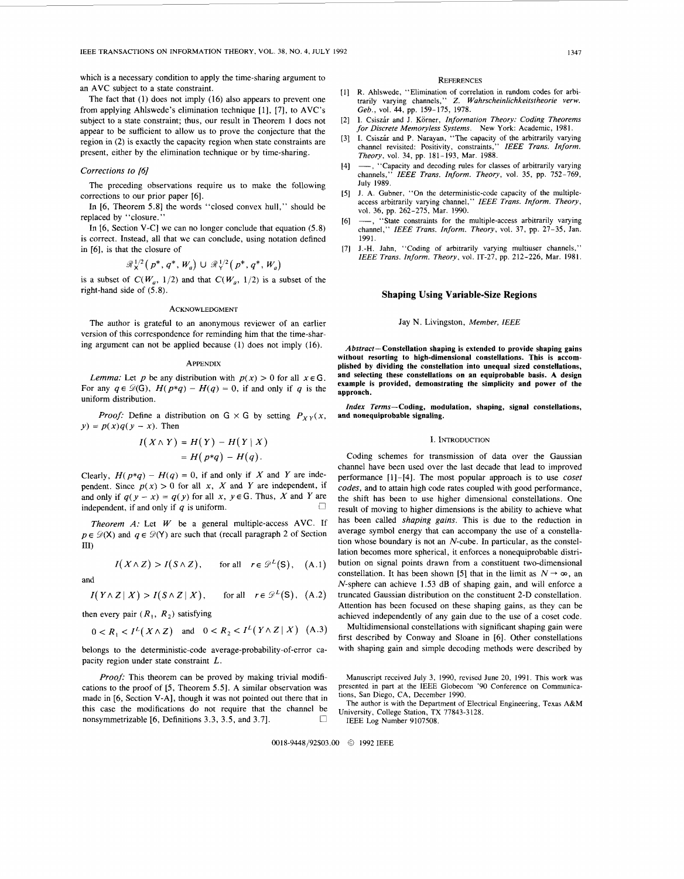which is a necessary condition to apply the time-sharing argument to an AVC subject to a state constraint.

The fact that (1) does not imply (16) also appears to prevent one from applying Ahlswede's elimination technique [1], [7], to AVC's subject to a state constraint; thus, our result in Theorem 1 does not appear to be sufficient to allow us to prove the conjecture that the region in (2) is exactly the capacity region when state constraints are present, either by the elimination technique or by time-sharing.

### *Corrections to [6]*

The preceding observations require us to make the following corrections to our prior paper [6].

In [6, Theorem 5.8] the words "closed convex hull," should be replaced by "closure."

In [6, Section V-C] we can no longer conclude that equation (5.8) is correct. Instead, all that we can conclude, using notation defined in [6], is that the closure of

$$\mathscr{R}_X^{1/2}(p^*, q^*, W_a) \cup \mathscr{R}_Y^{1/2}(p^*, q^*, W_a)$$

is a subset of $C(W_a, 1/2)$ and that $C(W_a, 1/2)$ is a subset of the right-hand side of (5.8).

## Acknowledgment

The author is grateful to an anonymous reviewer of an earlier version of this correspondence for reminding him that the time-sharing argument can not be applied because (1) does not imply (16).

## Appendix

*Lemma:* Let $p$ be any distribution with $p(x) > 0$ for all $x \in \mathsf{G}$. For any $q \in \mathscr{P}(\mathsf{G})$, $H(p*q) - H(q) = 0$, if and only if $q$ is the uniform distribution.

*Proof:* Define a distribution on $\mathsf{G} \times \mathsf{G}$ by setting $P_{XY}(x, y) = p(x)q(y - x)$. Then

$$\begin{aligned} I(X \wedge Y) &= H(Y) - H(Y \mid X) \\ &= H(p*q) - H(q). \end{aligned}$$

Clearly, $H(p*q) - H(q) = 0$, if and only if $X$ and $Y$ are independent. Since $p(x) > 0$ for all $x$, $X$ and $Y$ are independent, if and only if $q(y - x) = q(y)$ for all $x, y \in \mathsf{G}$. Thus, $X$ and $Y$ are independent, if and only if $q$ is uniform. □

*Theorem A:* Let $W$ be a general multiple-access AVC. If $p \in \mathscr{P}(\mathsf{X})$ and $q \in \mathscr{P}(\mathsf{Y})$ are such that (recall paragraph 2 of Section III)

$$I(X \wedge Z) > I(S \wedge Z), \qquad \text{for all} \quad r \in \mathscr{P}^L(\mathsf{S}), \quad \text{(A.1)}$$

and

$$I(Y \wedge Z \mid X) > I(S \wedge Z \mid X), \qquad \text{for all} \quad r \in \mathscr{P}^L(\mathsf{S}), \quad \text{(A.2)}$$

then every pair $(R_1, R_2)$ satisfying

$$0 < R_1 < I^L(X \wedge Z) \quad \text{and} \quad 0 < R_2 < I^L(Y \wedge Z \mid X) \quad \text{(A.3)}$$

belongs to the deterministic-code average-probability-of-error capacity region under state constraint $L$.

*Proof:* This theorem can be proved by making trivial modifications to the proof of [5, Theorem 5.5]. A similar observation was made in [6, Section V-A], though it was not pointed out there that in this case the modifications do not require that the channel be nonsymmetrizable [6, Definitions 3.3, 3.5, and 3.7]. □

## References

[1] R. Ahlswede, "Elimination of correlation in random codes for arbitrarily varying channels," *Z. Wahrscheinlichkeitstheorie verw. Geb.*, vol. 44, pp. 159–175, 1978.

[2] I. Csiszár and J. Körner, *Information Theory: Coding Theorems for Discrete Memoryless Systems.* New York: Academic, 1981.

[3] I. Csiszár and P. Narayan, "The capacity of the arbitrarily varying channel revisited: Positivity, constraints," *IEEE Trans. Inform. Theory*, vol. 34, pp. 181–193, Mar. 1988.

[4] —, "Capacity and decoding rules for classes of arbitrarily varying channels," *IEEE Trans. Inform. Theory*, vol. 35, pp. 752–769, July 1989.

[5] J. A. Gubner, "On the deterministic-code capacity of the multiple-access arbitrarily varying channel," *IEEE Trans. Inform. Theory*, vol. 36, pp. 262–275, Mar. 1990.

[6] —, "State constraints for the multiple-access arbitrarily varying channel," *IEEE Trans. Inform. Theory*, vol. 37, pp. 27–35, Jan. 1991.

[7] J.-H. Jahn, "Coding of arbitrarily varying multiuser channels," *IEEE Trans. Inform. Theory*, vol. IT-27, pp. 212–226, Mar. 1981.

# Shaping Using Variable-Size Regions

Jay N. Livingston, *Member, IEEE*

***Abstract*—Constellation shaping is extended to provide shaping gains without resorting to high-dimensional constellations. This is accomplished by dividing the constellation into unequal sized constellations, and selecting these constellations on an equiprobable basis. A design example is provided, demonstrating the simplicity and power of the approach.**

***Index Terms*—Coding, modulation, shaping, signal constellations, and nonequiprobable signaling.**

## I. Introduction

Coding schemes for transmission of data over the Gaussian channel have been used over the last decade that lead to improved performance [1]–[4]. The most popular approach is to use *coset codes*, and to attain high code rates coupled with good performance, the shift has been to use higher dimensional constellations. One result of moving to higher dimensions is the ability to achieve what has been called *shaping gains*. This is due to the reduction in average symbol energy that can accompany the use of a constellation whose boundary is not an $N$-cube. In particular, as the constellation becomes more spherical, it enforces a nonequiprobable distribution on signal points drawn from a constituent two-dimensional constellation. It has been shown [5] that in the limit as $N \to \infty$, an $N$-sphere can achieve 1.53 dB of shaping gain, and will enforce a truncated Gaussian distribution on the constituent 2-D constellation. Attention has been focused on these shaping gains, as they can be achieved independently of any gain due to the use of a coset code.

Multidimensional constellations with significant shaping gain were first described by Conway and Sloane in [6]. Other constellations with shaping gain and simple decoding methods were described by

Manuscript received July 3, 1990, revised June 20, 1991. This work was presented in part at the IEEE Globecom '90 Conference on Communications, San Diego, CA, December 1990.

The author is with the Department of Electrical Engineering, Texas A&M University, College Station, TX 77843-3128.

IEEE Log Number 9107508.

0018-9448/92$03.00 © 1992 IEEE